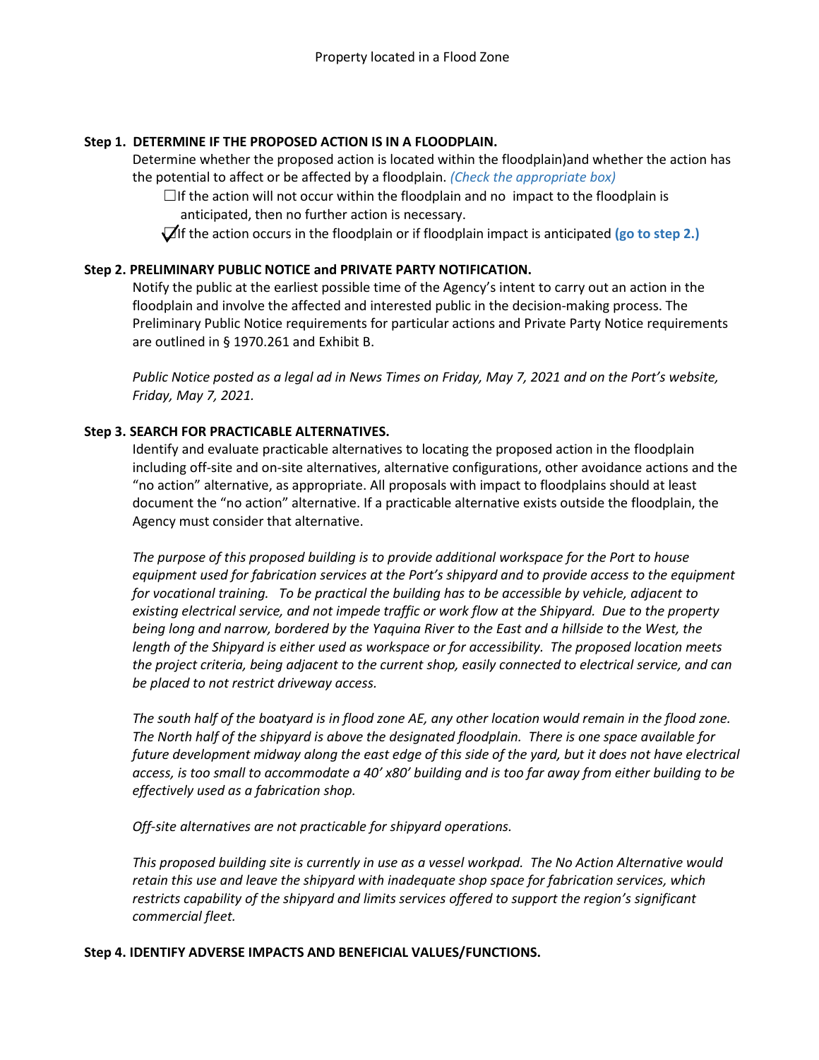Property located in a Flood Zone

**Step 1. DETERMINE IF THE PROPOSED ACTION IS IN A FLOODPLAIN.**

Determine whether the proposed action is located within the floodplain)and whether the action has the potential to affect or be affected by a floodplain. *(Check the appropriate box)*

☐If the action will not occur within the floodplain and no impact to the floodplain is anticipated, then no further action is necessary.

☑If the action occurs in the floodplain or if floodplain impact is anticipated **(go to step 2.)**

**Step 2. PRELIMINARY PUBLIC NOTICE and PRIVATE PARTY NOTIFICATION.**

Notify the public at the earliest possible time of the Agency's intent to carry out an action in the floodplain and involve the affected and interested public in the decision-making process. The Preliminary Public Notice requirements for particular actions and Private Party Notice requirements are outlined in § 1970.261 and Exhibit B.

*Public Notice posted as a legal ad in News Times on Friday, May 7, 2021 and on the Port's website, Friday, May 7, 2021.*

**Step 3. SEARCH FOR PRACTICABLE ALTERNATIVES.**

Identify and evaluate practicable alternatives to locating the proposed action in the floodplain including off-site and on-site alternatives, alternative configurations, other avoidance actions and the "no action" alternative, as appropriate. All proposals with impact to floodplains should at least document the "no action" alternative. If a practicable alternative exists outside the floodplain, the Agency must consider that alternative.

*The purpose of this proposed building is to provide additional workspace for the Port to house equipment used for fabrication services at the Port's shipyard and to provide access to the equipment for vocational training. To be practical the building has to be accessible by vehicle, adjacent to existing electrical service, and not impede traffic or work flow at the Shipyard. Due to the property being long and narrow, bordered by the Yaquina River to the East and a hillside to the West, the length of the Shipyard is either used as workspace or for accessibility. The proposed location meets the project criteria, being adjacent to the current shop, easily connected to electrical service, and can be placed to not restrict driveway access.*

*The south half of the boatyard is in flood zone AE, any other location would remain in the flood zone. The North half of the shipyard is above the designated floodplain. There is one space available for future development midway along the east edge of this side of the yard, but it does not have electrical access, is too small to accommodate a 40' x80' building and is too far away from either building to be effectively used as a fabrication shop.*

*Off-site alternatives are not practicable for shipyard operations.*

*This proposed building site is currently in use as a vessel workpad. The No Action Alternative would retain this use and leave the shipyard with inadequate shop space for fabrication services, which restricts capability of the shipyard and limits services offered to support the region's significant commercial fleet.*

**Step 4. IDENTIFY ADVERSE IMPACTS AND BENEFICIAL VALUES/FUNCTIONS.**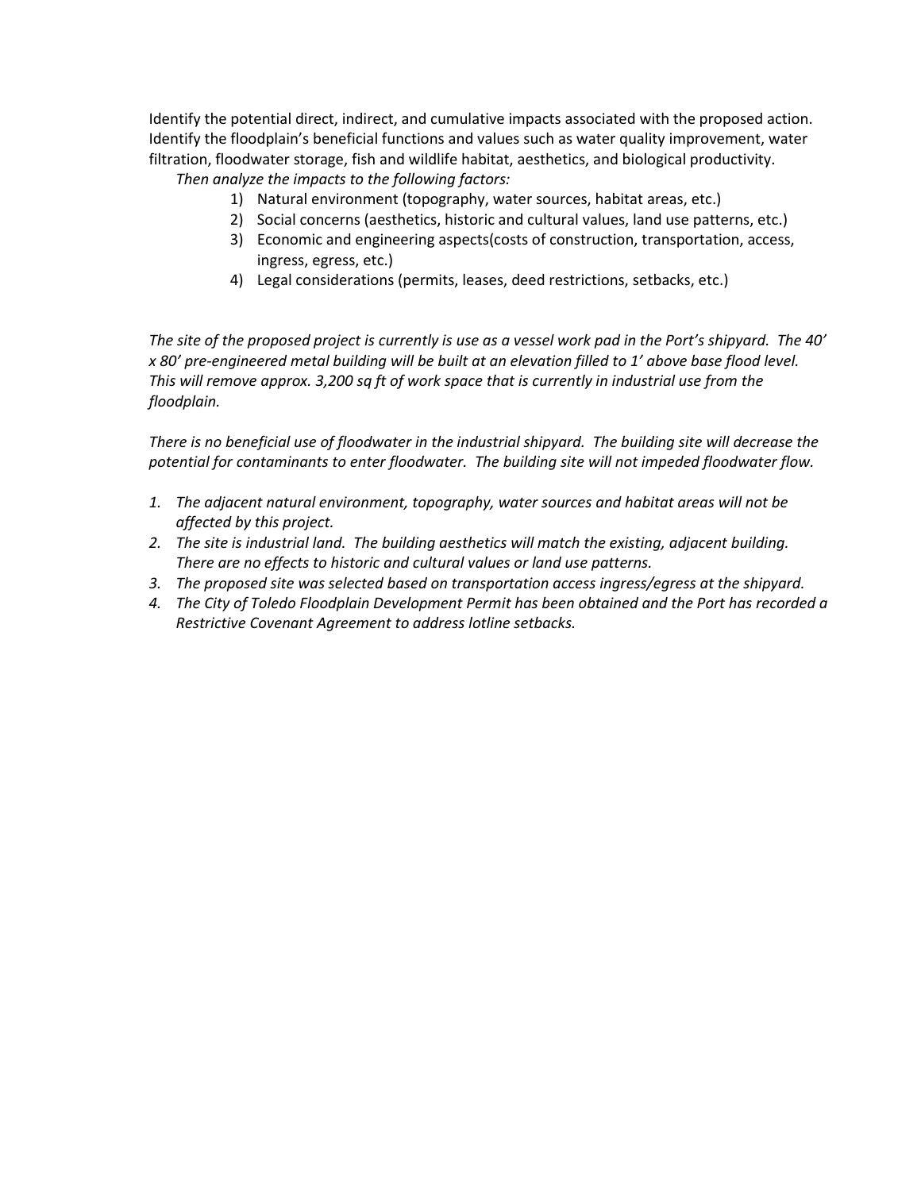Identify the potential direct, indirect, and cumulative impacts associated with the proposed action. Identify the floodplain's beneficial functions and values such as water quality improvement, water filtration, floodwater storage, fish and wildlife habitat, aesthetics, and biological productivity.

*Then analyze the impacts to the following factors:*

1) Natural environment (topography, water sources, habitat areas, etc.)
2) Social concerns (aesthetics, historic and cultural values, land use patterns, etc.)
3) Economic and engineering aspects(costs of construction, transportation, access, ingress, egress, etc.)
4) Legal considerations (permits, leases, deed restrictions, setbacks, etc.)

*The site of the proposed project is currently is use as a vessel work pad in the Port's shipyard. The 40' x 80' pre-engineered metal building will be built at an elevation filled to 1' above base flood level. This will remove approx. 3,200 sq ft of work space that is currently in industrial use from the floodplain.*

*There is no beneficial use of floodwater in the industrial shipyard. The building site will decrease the potential for contaminants to enter floodwater. The building site will not impeded floodwater flow.*

1. *The adjacent natural environment, topography, water sources and habitat areas will not be affected by this project.*
2. *The site is industrial land. The building aesthetics will match the existing, adjacent building. There are no effects to historic and cultural values or land use patterns.*
3. *The proposed site was selected based on transportation access ingress/egress at the shipyard.*
4. *The City of Toledo Floodplain Development Permit has been obtained and the Port has recorded a Restrictive Covenant Agreement to address lotline setbacks.*